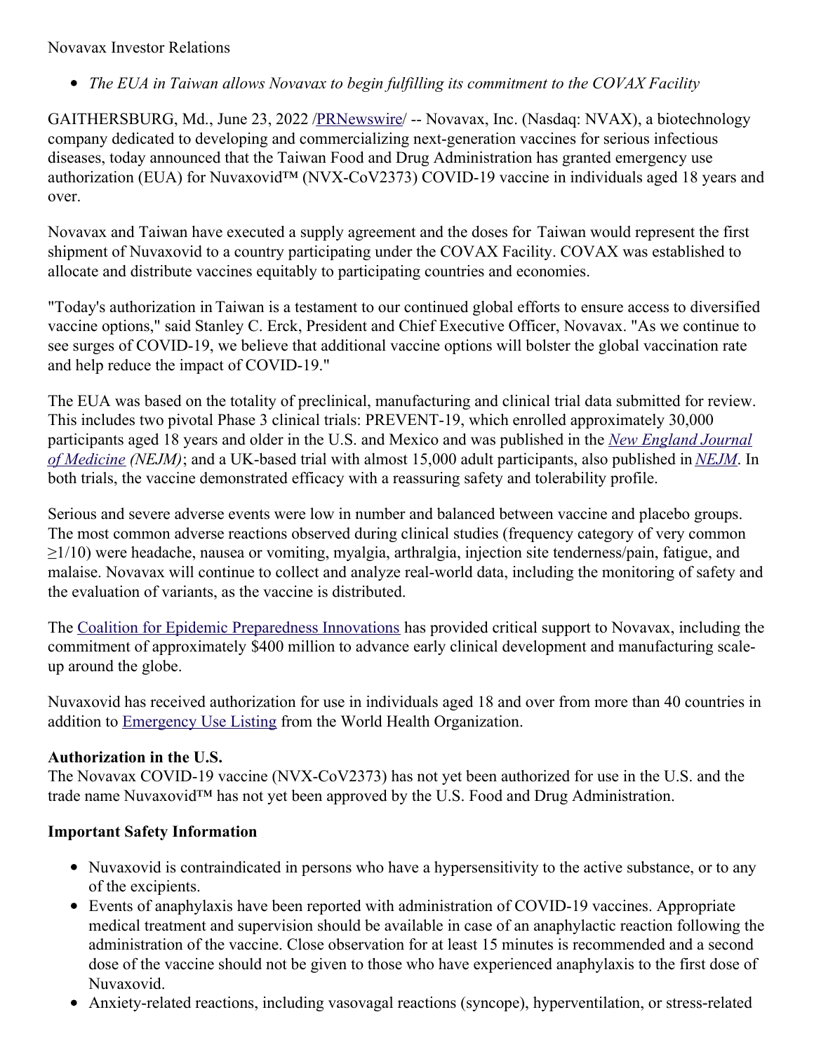Novavax Investor Relations

- *The EUA in Taiwan allows Novavax to begin fulfilling its commitment to the COVAX Facility*

GAITHERSBURG, Md., June 23, 2022 /PRNewswire/ -- Novavax, Inc. (Nasdaq: NVAX), a biotechnology company dedicated to developing and commercializing next-generation vaccines for serious infectious diseases, today announced that the Taiwan Food and Drug Administration has granted emergency use authorization (EUA) for Nuvaxovid™ (NVX-CoV2373) COVID-19 vaccine in individuals aged 18 years and over.

Novavax and Taiwan have executed a supply agreement and the doses for Taiwan would represent the first shipment of Nuvaxovid to a country participating under the COVAX Facility. COVAX was established to allocate and distribute vaccines equitably to participating countries and economies.

"Today's authorization in Taiwan is a testament to our continued global efforts to ensure access to diversified vaccine options," said Stanley C. Erck, President and Chief Executive Officer, Novavax. "As we continue to see surges of COVID-19, we believe that additional vaccine options will bolster the global vaccination rate and help reduce the impact of COVID-19."

The EUA was based on the totality of preclinical, manufacturing and clinical trial data submitted for review. This includes two pivotal Phase 3 clinical trials: PREVENT-19, which enrolled approximately 30,000 participants aged 18 years and older in the U.S. and Mexico and was published in the *New England Journal of Medicine (NEJM)*; and a UK-based trial with almost 15,000 adult participants, also published in *NEJM*. In both trials, the vaccine demonstrated efficacy with a reassuring safety and tolerability profile.

Serious and severe adverse events were low in number and balanced between vaccine and placebo groups. The most common adverse reactions observed during clinical studies (frequency category of very common ≥1/10) were headache, nausea or vomiting, myalgia, arthralgia, injection site tenderness/pain, fatigue, and malaise. Novavax will continue to collect and analyze real-world data, including the monitoring of safety and the evaluation of variants, as the vaccine is distributed.

The Coalition for Epidemic Preparedness Innovations has provided critical support to Novavax, including the commitment of approximately $400 million to advance early clinical development and manufacturing scale-up around the globe.

Nuvaxovid has received authorization for use in individuals aged 18 and over from more than 40 countries in addition to Emergency Use Listing from the World Health Organization.

**Authorization in the U.S.**

The Novavax COVID-19 vaccine (NVX-CoV2373) has not yet been authorized for use in the U.S. and the trade name Nuvaxovid™ has not yet been approved by the U.S. Food and Drug Administration.

**Important Safety Information**

- Nuvaxovid is contraindicated in persons who have a hypersensitivity to the active substance, or to any of the excipients.
- Events of anaphylaxis have been reported with administration of COVID-19 vaccines. Appropriate medical treatment and supervision should be available in case of an anaphylactic reaction following the administration of the vaccine. Close observation for at least 15 minutes is recommended and a second dose of the vaccine should not be given to those who have experienced anaphylaxis to the first dose of Nuvaxovid.
- Anxiety-related reactions, including vasovagal reactions (syncope), hyperventilation, or stress-related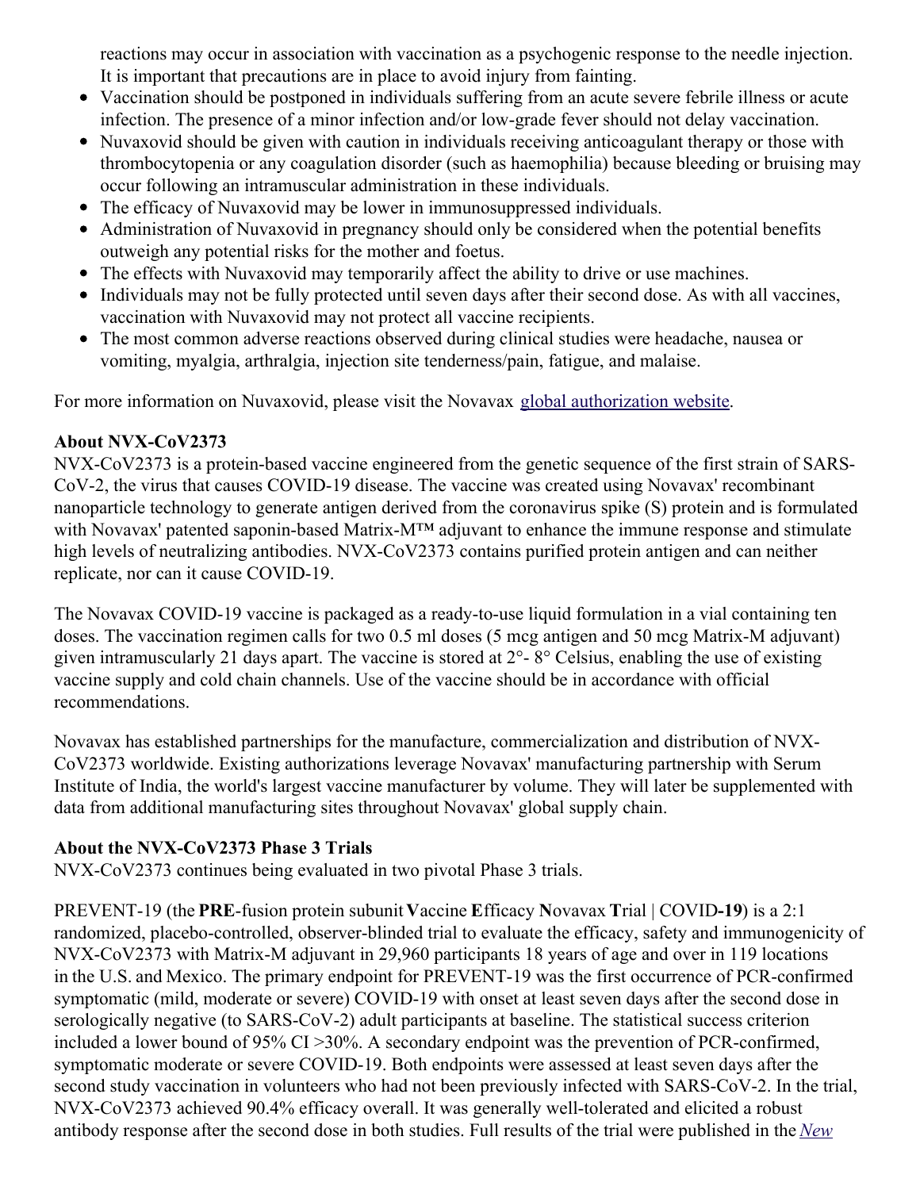reactions may occur in association with vaccination as a psychogenic response to the needle injection. It is important that precautions are in place to avoid injury from fainting.

- Vaccination should be postponed in individuals suffering from an acute severe febrile illness or acute infection. The presence of a minor infection and/or low-grade fever should not delay vaccination.
- Nuvaxovid should be given with caution in individuals receiving anticoagulant therapy or those with thrombocytopenia or any coagulation disorder (such as haemophilia) because bleeding or bruising may occur following an intramuscular administration in these individuals.
- The efficacy of Nuvaxovid may be lower in immunosuppressed individuals.
- Administration of Nuvaxovid in pregnancy should only be considered when the potential benefits outweigh any potential risks for the mother and foetus.
- The effects with Nuvaxovid may temporarily affect the ability to drive or use machines.
- Individuals may not be fully protected until seven days after their second dose. As with all vaccines, vaccination with Nuvaxovid may not protect all vaccine recipients.
- The most common adverse reactions observed during clinical studies were headache, nausea or vomiting, myalgia, arthralgia, injection site tenderness/pain, fatigue, and malaise.

For more information on Nuvaxovid, please visit the Novavax global authorization website.

**About NVX-CoV2373**

NVX-CoV2373 is a protein-based vaccine engineered from the genetic sequence of the first strain of SARS-CoV-2, the virus that causes COVID-19 disease. The vaccine was created using Novavax' recombinant nanoparticle technology to generate antigen derived from the coronavirus spike (S) protein and is formulated with Novavax' patented saponin-based Matrix-M™ adjuvant to enhance the immune response and stimulate high levels of neutralizing antibodies. NVX-CoV2373 contains purified protein antigen and can neither replicate, nor can it cause COVID-19.

The Novavax COVID-19 vaccine is packaged as a ready-to-use liquid formulation in a vial containing ten doses. The vaccination regimen calls for two 0.5 ml doses (5 mcg antigen and 50 mcg Matrix-M adjuvant) given intramuscularly 21 days apart. The vaccine is stored at 2°- 8° Celsius, enabling the use of existing vaccine supply and cold chain channels. Use of the vaccine should be in accordance with official recommendations.

Novavax has established partnerships for the manufacture, commercialization and distribution of NVX-CoV2373 worldwide. Existing authorizations leverage Novavax' manufacturing partnership with Serum Institute of India, the world's largest vaccine manufacturer by volume. They will later be supplemented with data from additional manufacturing sites throughout Novavax' global supply chain.

**About the NVX-CoV2373 Phase 3 Trials**

NVX-CoV2373 continues being evaluated in two pivotal Phase 3 trials.

PREVENT-19 (the **PRE**-fusion protein subunit **V**accine **E**fficacy **N**ovavax **T**rial | COVID**-19**) is a 2:1 randomized, placebo-controlled, observer-blinded trial to evaluate the efficacy, safety and immunogenicity of NVX-CoV2373 with Matrix-M adjuvant in 29,960 participants 18 years of age and over in 119 locations in the U.S. and Mexico. The primary endpoint for PREVENT-19 was the first occurrence of PCR-confirmed symptomatic (mild, moderate or severe) COVID-19 with onset at least seven days after the second dose in serologically negative (to SARS-CoV-2) adult participants at baseline. The statistical success criterion included a lower bound of 95% CI >30%. A secondary endpoint was the prevention of PCR-confirmed, symptomatic moderate or severe COVID-19. Both endpoints were assessed at least seven days after the second study vaccination in volunteers who had not been previously infected with SARS-CoV-2. In the trial, NVX-CoV2373 achieved 90.4% efficacy overall. It was generally well-tolerated and elicited a robust antibody response after the second dose in both studies. Full results of the trial were published in the *New*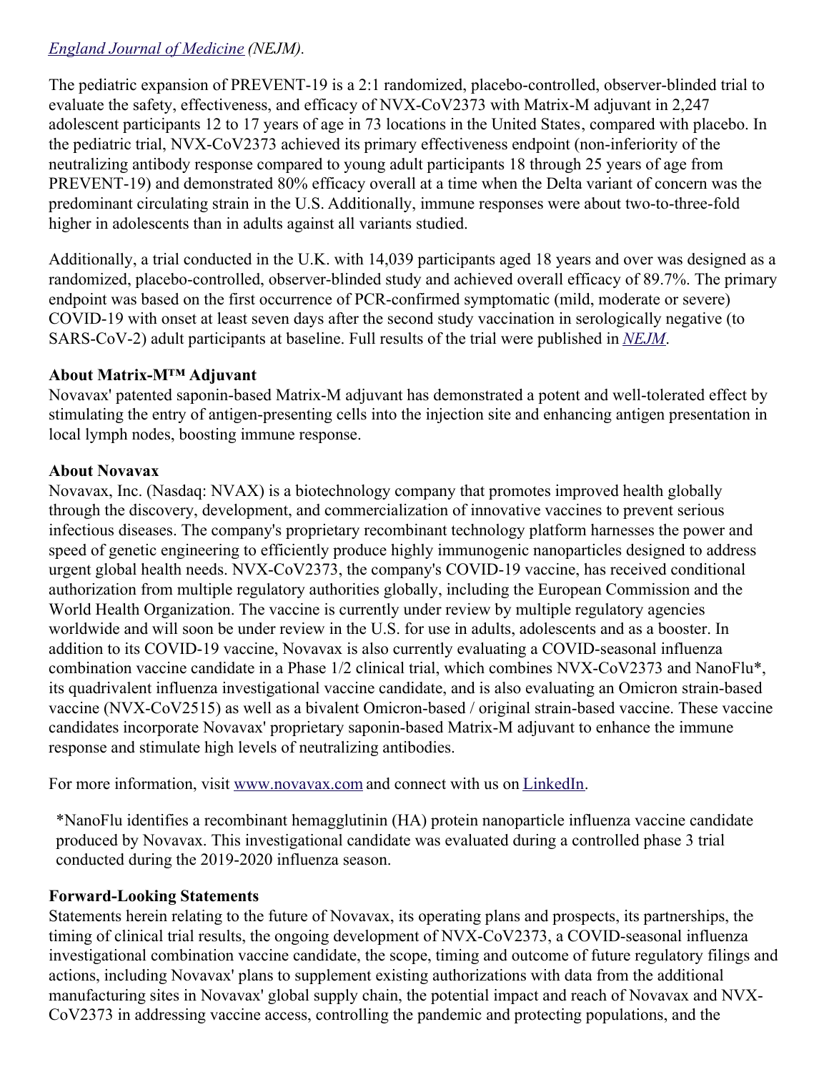[England Journal of Medicine](#) *(NEJM)*.

The pediatric expansion of PREVENT-19 is a 2:1 randomized, placebo-controlled, observer-blinded trial to evaluate the safety, effectiveness, and efficacy of NVX-CoV2373 with Matrix-M adjuvant in 2,247 adolescent participants 12 to 17 years of age in 73 locations in the United States, compared with placebo. In the pediatric trial, NVX-CoV2373 achieved its primary effectiveness endpoint (non-inferiority of the neutralizing antibody response compared to young adult participants 18 through 25 years of age from PREVENT-19) and demonstrated 80% efficacy overall at a time when the Delta variant of concern was the predominant circulating strain in the U.S. Additionally, immune responses were about two-to-three-fold higher in adolescents than in adults against all variants studied.

Additionally, a trial conducted in the U.K. with 14,039 participants aged 18 years and over was designed as a randomized, placebo-controlled, observer-blinded study and achieved overall efficacy of 89.7%. The primary endpoint was based on the first occurrence of PCR-confirmed symptomatic (mild, moderate or severe) COVID-19 with onset at least seven days after the second study vaccination in serologically negative (to SARS-CoV-2) adult participants at baseline. Full results of the trial were published in [*NEJM*](#).

**About Matrix-M™ Adjuvant**
Novavax' patented saponin-based Matrix-M adjuvant has demonstrated a potent and well-tolerated effect by stimulating the entry of antigen-presenting cells into the injection site and enhancing antigen presentation in local lymph nodes, boosting immune response.

**About Novavax**
Novavax, Inc. (Nasdaq: NVAX) is a biotechnology company that promotes improved health globally through the discovery, development, and commercialization of innovative vaccines to prevent serious infectious diseases. The company's proprietary recombinant technology platform harnesses the power and speed of genetic engineering to efficiently produce highly immunogenic nanoparticles designed to address urgent global health needs. NVX-CoV2373, the company's COVID-19 vaccine, has received conditional authorization from multiple regulatory authorities globally, including the European Commission and the World Health Organization. The vaccine is currently under review by multiple regulatory agencies worldwide and will soon be under review in the U.S. for use in adults, adolescents and as a booster. In addition to its COVID-19 vaccine, Novavax is also currently evaluating a COVID-seasonal influenza combination vaccine candidate in a Phase 1/2 clinical trial, which combines NVX-CoV2373 and NanoFlu*, its quadrivalent influenza investigational vaccine candidate, and is also evaluating an Omicron strain-based vaccine (NVX-CoV2515) as well as a bivalent Omicron-based / original strain-based vaccine. These vaccine candidates incorporate Novavax' proprietary saponin-based Matrix-M adjuvant to enhance the immune response and stimulate high levels of neutralizing antibodies.

For more information, visit [www.novavax.com](www.novavax.com) and connect with us on [LinkedIn](#).

*NanoFlu identifies a recombinant hemagglutinin (HA) protein nanoparticle influenza vaccine candidate produced by Novavax. This investigational candidate was evaluated during a controlled phase 3 trial conducted during the 2019-2020 influenza season.

**Forward-Looking Statements**
Statements herein relating to the future of Novavax, its operating plans and prospects, its partnerships, the timing of clinical trial results, the ongoing development of NVX-CoV2373, a COVID-seasonal influenza investigational combination vaccine candidate, the scope, timing and outcome of future regulatory filings and actions, including Novavax' plans to supplement existing authorizations with data from the additional manufacturing sites in Novavax' global supply chain, the potential impact and reach of Novavax and NVX-CoV2373 in addressing vaccine access, controlling the pandemic and protecting populations, and the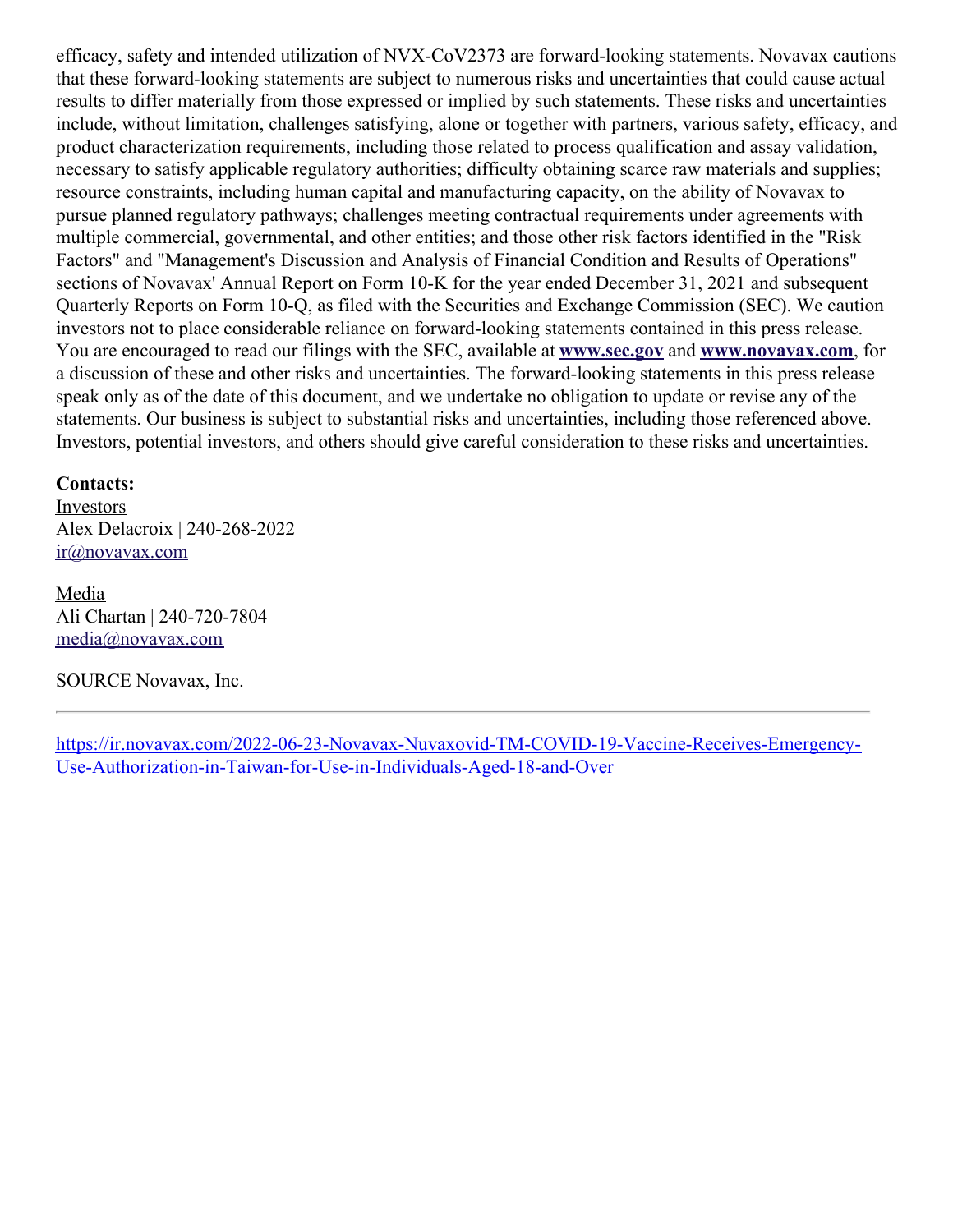efficacy, safety and intended utilization of NVX-CoV2373 are forward-looking statements. Novavax cautions that these forward-looking statements are subject to numerous risks and uncertainties that could cause actual results to differ materially from those expressed or implied by such statements. These risks and uncertainties include, without limitation, challenges satisfying, alone or together with partners, various safety, efficacy, and product characterization requirements, including those related to process qualification and assay validation, necessary to satisfy applicable regulatory authorities; difficulty obtaining scarce raw materials and supplies; resource constraints, including human capital and manufacturing capacity, on the ability of Novavax to pursue planned regulatory pathways; challenges meeting contractual requirements under agreements with multiple commercial, governmental, and other entities; and those other risk factors identified in the "Risk Factors" and "Management's Discussion and Analysis of Financial Condition and Results of Operations" sections of Novavax' Annual Report on Form 10-K for the year ended December 31, 2021 and subsequent Quarterly Reports on Form 10-Q, as filed with the Securities and Exchange Commission (SEC). We caution investors not to place considerable reliance on forward-looking statements contained in this press release. You are encouraged to read our filings with the SEC, available at **www.sec.gov** and **www.novavax.com**, for a discussion of these and other risks and uncertainties. The forward-looking statements in this press release speak only as of the date of this document, and we undertake no obligation to update or revise any of the statements. Our business is subject to substantial risks and uncertainties, including those referenced above. Investors, potential investors, and others should give careful consideration to these risks and uncertainties.

**Contacts:**
Investors
Alex Delacroix | 240-268-2022
ir@novavax.com

Media
Ali Chartan | 240-720-7804
media@novavax.com

SOURCE Novavax, Inc.

---

https://ir.novavax.com/2022-06-23-Novavax-Nuvaxovid-TM-COVID-19-Vaccine-Receives-Emergency-Use-Authorization-in-Taiwan-for-Use-in-Individuals-Aged-18-and-Over